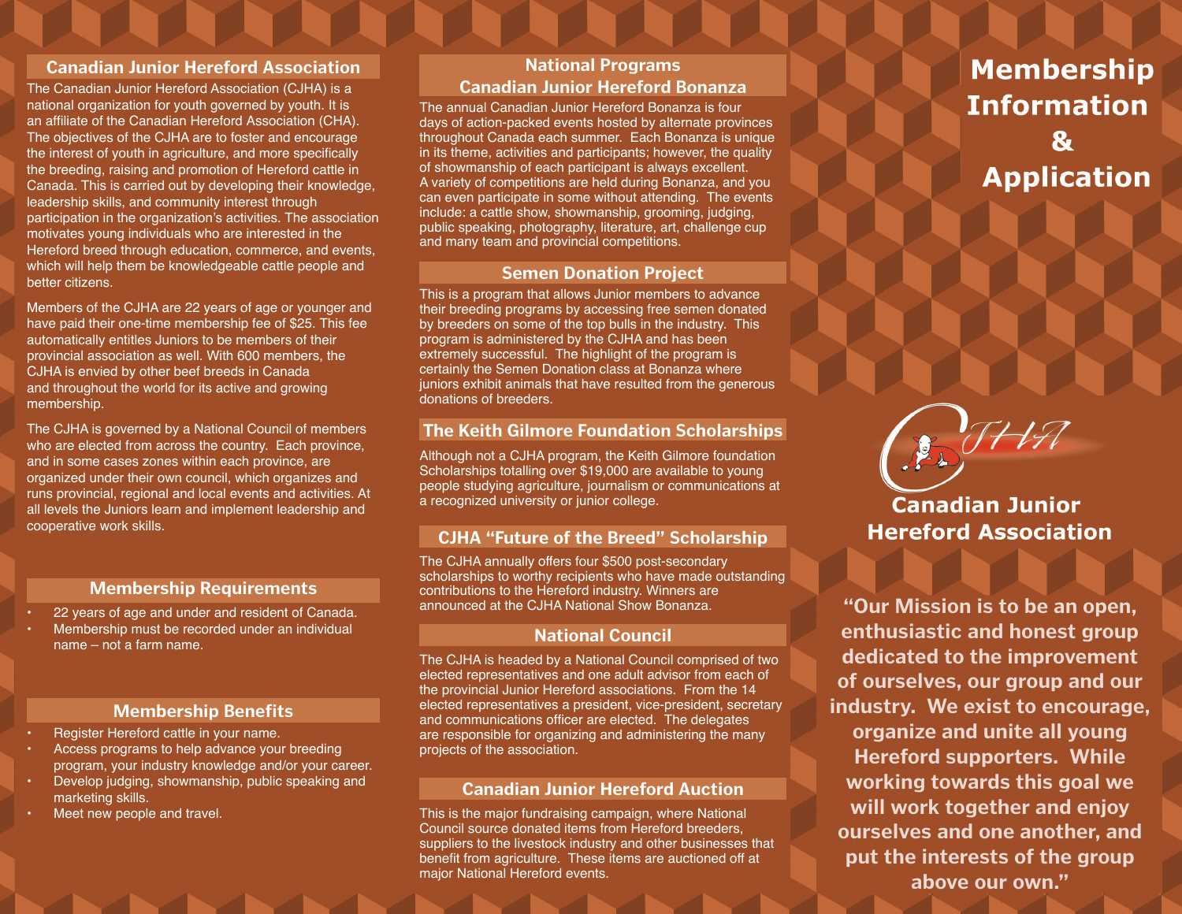## Canadian Junior Hereford Association

The Canadian Junior Hereford Association (CJHA) is a national organization for youth governed by youth. It is an affiliate of the Canadian Hereford Association (CHA). The objectives of the CJHA are to foster and encourage the interest of youth in agriculture, and more specifically the breeding, raising and promotion of Hereford cattle in Canada. This is carried out by developing their knowledge, leadership skills, and community interest through participation in the organization's activities. The association motivates young individuals who are interested in the Hereford breed through education, commerce, and events, which will help them be knowledgeable cattle people and better citizens.

Members of the CJHA are 22 years of age or younger and have paid their one-time membership fee of $25. This fee automatically entitles Juniors to be members of their provincial association as well. With 600 members, the CJHA is envied by other beef breeds in Canada and throughout the world for its active and growing membership.

The CJHA is governed by a National Council of members who are elected from across the country. Each province, and in some cases zones within each province, are organized under their own council, which organizes and runs provincial, regional and local events and activities. At all levels the Juniors learn and implement leadership and cooperative work skills.

## Membership Requirements

- 22 years of age and under and resident of Canada.
- Membership must be recorded under an individual name – not a farm name.

## Membership Benefits

- Register Hereford cattle in your name.
- Access programs to help advance your breeding program, your industry knowledge and/or your career.
- Develop judging, showmanship, public speaking and marketing skills.
- Meet new people and travel.

## National Programs

## Canadian Junior Hereford Bonanza

The annual Canadian Junior Hereford Bonanza is four days of action-packed events hosted by alternate provinces throughout Canada each summer. Each Bonanza is unique in its theme, activities and participants; however, the quality of showmanship of each participant is always excellent. A variety of competitions are held during Bonanza, and you can even participate in some without attending. The events include: a cattle show, showmanship, grooming, judging, public speaking, photography, literature, art, challenge cup and many team and provincial competitions.

## Semen Donation Project

This is a program that allows Junior members to advance their breeding programs by accessing free semen donated by breeders on some of the top bulls in the industry. This program is administered by the CJHA and has been extremely successful. The highlight of the program is certainly the Semen Donation class at Bonanza where juniors exhibit animals that have resulted from the generous donations of breeders.

## The Keith Gilmore Foundation Scholarships

Although not a CJHA program, the Keith Gilmore foundation Scholarships totalling over $19,000 are available to young people studying agriculture, journalism or communications at a recognized university or junior college.

## CJHA "Future of the Breed" Scholarship

The CJHA annually offers four $500 post-secondary scholarships to worthy recipients who have made outstanding contributions to the Hereford industry. Winners are announced at the CJHA National Show Bonanza.

## National Council

The CJHA is headed by a National Council comprised of two elected representatives and one adult advisor from each of the provincial Junior Hereford associations. From the 14 elected representatives a president, vice-president, secretary and communications officer are elected. The delegates are responsible for organizing and administering the many projects of the association.

## Canadian Junior Hereford Auction

This is the major fundraising campaign, where National Council source donated items from Hereford breeders, suppliers to the livestock industry and other businesses that benefit from agriculture. These items are auctioned off at major National Hereford events.

# Membership Information & Application

CJHA

## Canadian Junior Hereford Association

**"Our Mission is to be an open, enthusiastic and honest group dedicated to the improvement of ourselves, our group and our industry. We exist to encourage, organize and unite all young Hereford supporters. While working towards this goal we will work together and enjoy ourselves and one another, and put the interests of the group above our own."**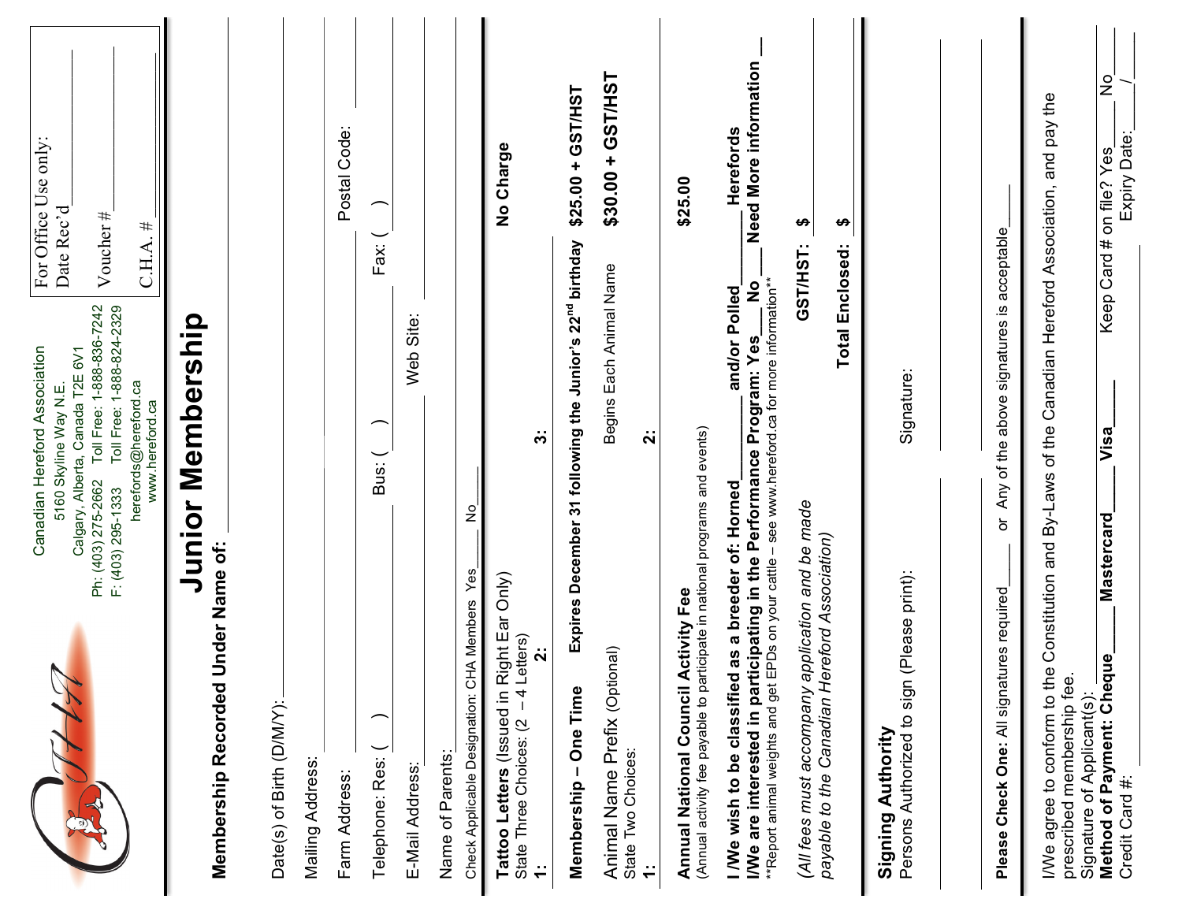Canadian Hereford Association
5160 Skyline Way N.E.
Calgary, Alberta, Canada T2E 6V1
Ph: (403) 275-2662 Toll Free: 1-888-836-7242
F: (403) 295-1333 Toll Free: 1-888-824-2329
herefords@hereford.ca
www.hereford.ca

For Office Use only:
Date Rec'd ______
Voucher # ______
C.H.A. # ______

# Junior Membership

**Membership Recorded Under Name of:** ______

Date(s) of Birth (D/M/Y): ______

Mailing Address: ______

Farm Address: ______ Postal Code: ______

Telephone: Res: ( ) ______ Bus: ( ) ______ Fax: ( ) ______

E-Mail Address: ______ Web Site: ______

Name of Parents: ______

Check Applicable Designation: CHA Members Yes ______ No ______

**Tattoo Letters** (Issued in Right Ear Only) **No Charge**
State Three Choices: (2 – 4 Letters)
**1:** ______ **2:** ______ **3:** ______

**Membership – One Time** **Expires December 31 following the Junior's 22nd birthday** **$25.00 + GST/HST**

Animal Name Prefix (Optional) Begins Each Animal Name **$30.00 + GST/HST**
State Two Choices:
**1:** ______ **2:** ______

**Annual National Council Activity Fee** **$25.00**
(Annual activity fee payable to participate in national programs and events)

**I /We wish to be classified as a breeder of: Horned ______ and/or Polled ______ Herefords**
**I/We are interested in participating in the Performance Program: Yes ___ No ___ Need More information ___**
**Report animal weights and get EPDs on your cattle – see www.hereford.ca for more information**

*(All fees must accompany application and be made payable to the Canadian Hereford Association)*

**GST/HST: $** ______

**Total Enclosed: $** ______

## Signing Authority

Persons Authorized to sign (Please print): ______ Signature: ______

**Please Check One:** All signatures required ______ or Any of the above signatures is acceptable ______

I/We agree to conform to the Constitution and By-Laws of the Canadian Hereford Association, and pay the prescribed membership fee.
Signature of Applicant(s): ______

**Method of Payment: Cheque** ______ **Mastercard** ______ **Visa** ______ Keep Card # on file? Yes ______ No ______

Credit Card #: ______ Expiry Date: ______ / ______